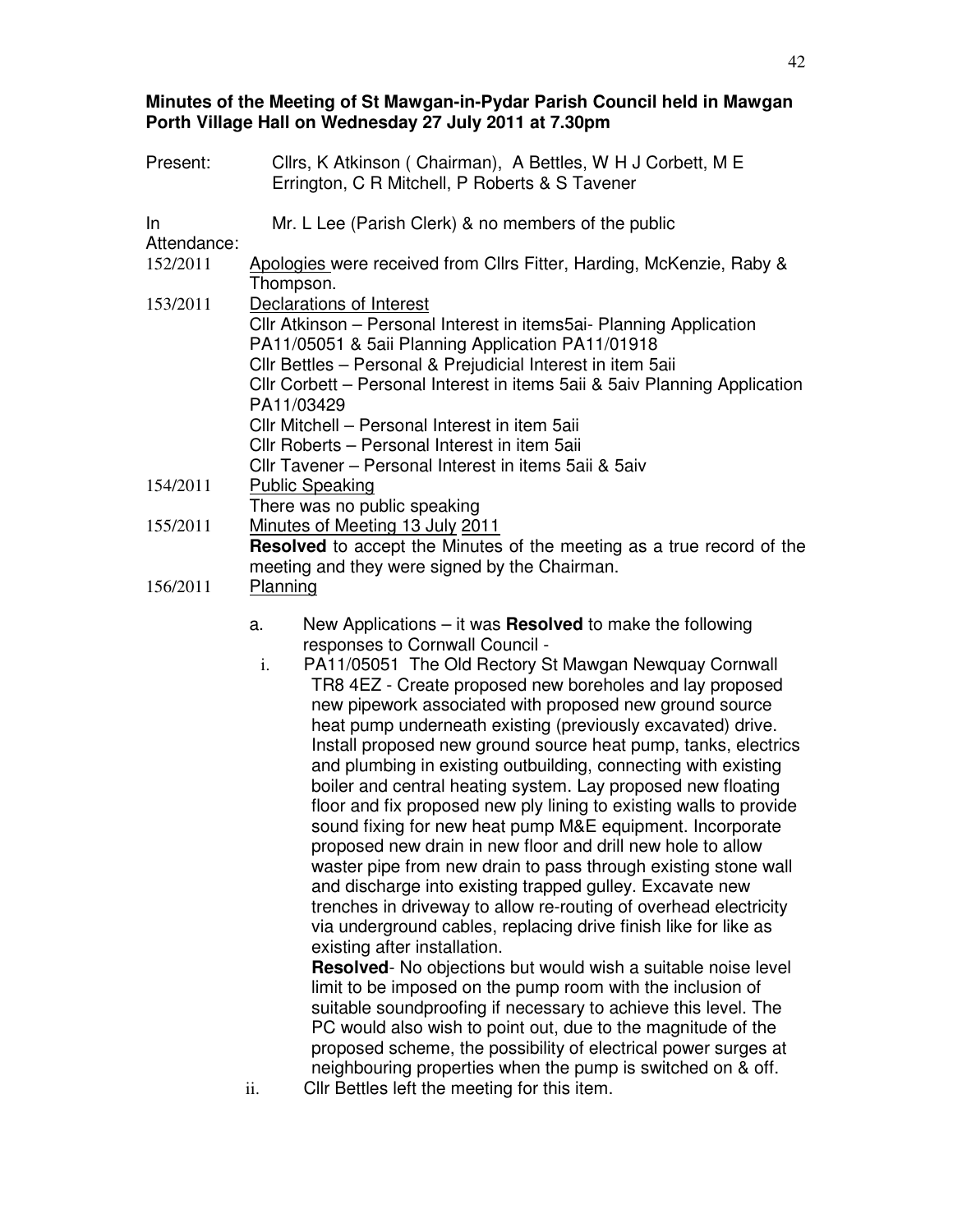**Minutes of the Meeting of St Mawgan-in-Pydar Parish Council held in Mawgan Porth Village Hall on Wednesday 27 July 2011 at 7.30pm**

Present: Cllrs, K Atkinson ( Chairman), A Bettles, W H J Corbett, M E Errington, C R Mitchell, P Roberts & S Tavener

In Attendance: Mr. L Lee (Parish Clerk) & no members of the public

152/2011 Apologies were received from Cllrs Fitter, Harding, McKenzie, Raby & Thompson.

153/2011 Declarations of Interest

Cllr Atkinson – Personal Interest in items5ai- Planning Application PA11/05051 & 5aii Planning Application PA11/01918

Cllr Bettles – Personal & Prejudicial Interest in item 5aii

Cllr Corbett – Personal Interest in items 5aii & 5aiv Planning Application PA11/03429

Cllr Mitchell – Personal Interest in item 5aii

Cllr Roberts – Personal Interest in item 5aii

Cllr Tavener – Personal Interest in items 5aii & 5aiv

154/2011 Public Speaking

There was no public speaking

155/2011 Minutes of Meeting 13 July 2011

**Resolved** to accept the Minutes of the meeting as a true record of the meeting and they were signed by the Chairman.

156/2011 Planning

a. New Applications – it was **Resolved** to make the following responses to Cornwall Council -

i. PA11/05051 The Old Rectory St Mawgan Newquay Cornwall TR8 4EZ - Create proposed new boreholes and lay proposed new pipework associated with proposed new ground source heat pump underneath existing (previously excavated) drive. Install proposed new ground source heat pump, tanks, electrics and plumbing in existing outbuilding, connecting with existing boiler and central heating system. Lay proposed new floating floor and fix proposed new ply lining to existing walls to provide sound fixing for new heat pump M&E equipment. Incorporate proposed new drain in new floor and drill new hole to allow waster pipe from new drain to pass through existing stone wall and discharge into existing trapped gulley. Excavate new trenches in driveway to allow re-routing of overhead electricity via underground cables, replacing drive finish like for like as existing after installation.

**Resolved**- No objections but would wish a suitable noise level limit to be imposed on the pump room with the inclusion of suitable soundproofing if necessary to achieve this level. The PC would also wish to point out, due to the magnitude of the proposed scheme, the possibility of electrical power surges at neighbouring properties when the pump is switched on & off.

ii. Cllr Bettles left the meeting for this item.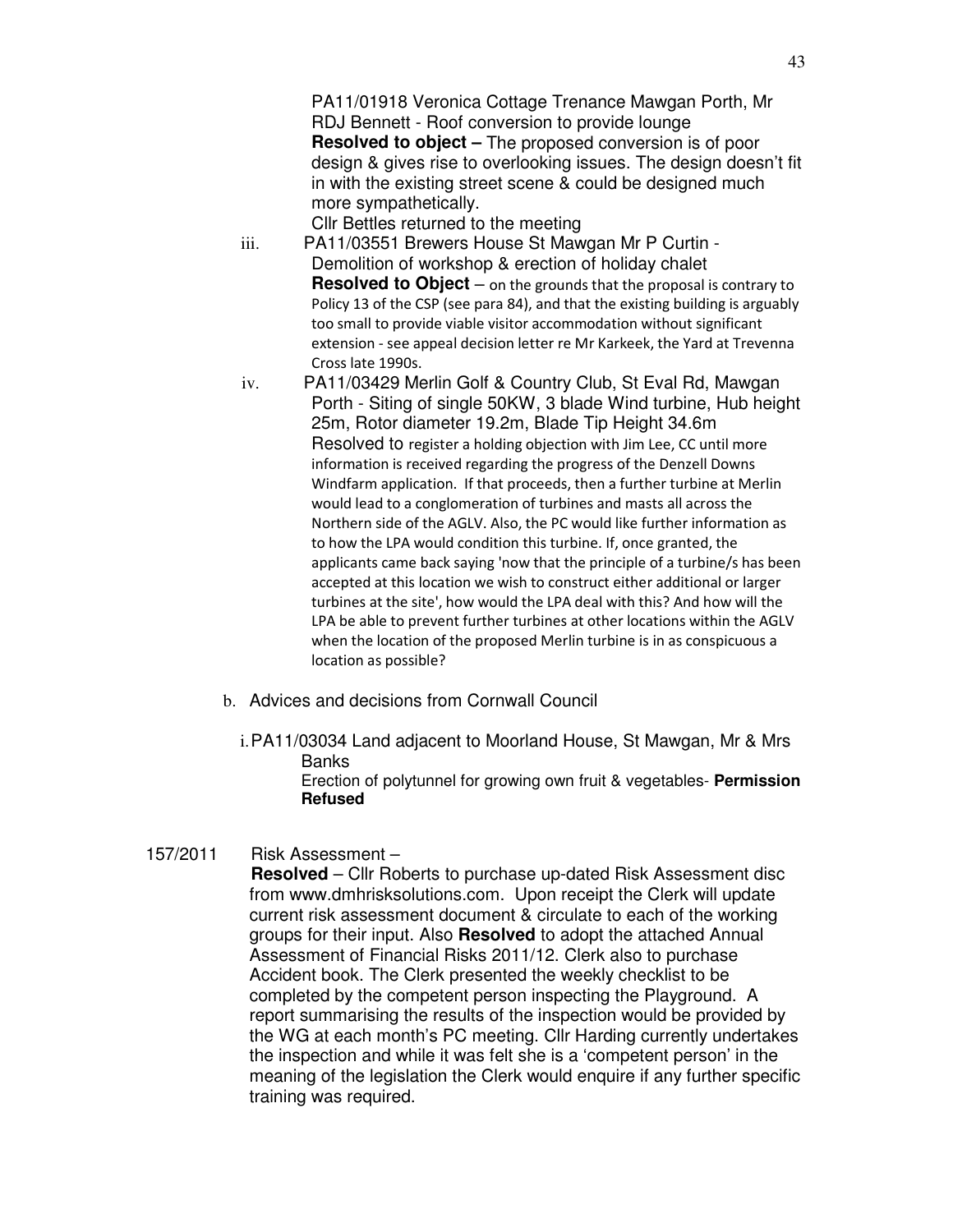PA11/01918 Veronica Cottage Trenance Mawgan Porth, Mr RDJ Bennett - Roof conversion to provide lounge
**Resolved to object –** The proposed conversion is of poor design & gives rise to overlooking issues. The design doesn't fit in with the existing street scene & could be designed much more sympathetically.
Cllr Bettles returned to the meeting

iii. PA11/03551 Brewers House St Mawgan Mr P Curtin - Demolition of workshop & erection of holiday chalet
**Resolved to Object** – on the grounds that the proposal is contrary to Policy 13 of the CSP (see para 84), and that the existing building is arguably too small to provide viable visitor accommodation without significant extension - see appeal decision letter re Mr Karkeek, the Yard at Trevenna Cross late 1990s.

iv. PA11/03429 Merlin Golf & Country Club, St Eval Rd, Mawgan Porth - Siting of single 50KW, 3 blade Wind turbine, Hub height 25m, Rotor diameter 19.2m, Blade Tip Height 34.6m
Resolved to register a holding objection with Jim Lee, CC until more information is received regarding the progress of the Denzell Downs Windfarm application. If that proceeds, then a further turbine at Merlin would lead to a conglomeration of turbines and masts all across the Northern side of the AGLV. Also, the PC would like further information as to how the LPA would condition this turbine. If, once granted, the applicants came back saying 'now that the principle of a turbine/s has been accepted at this location we wish to construct either additional or larger turbines at the site', how would the LPA deal with this? And how will the LPA be able to prevent further turbines at other locations within the AGLV when the location of the proposed Merlin turbine is in as conspicuous a location as possible?

b. Advices and decisions from Cornwall Council

i. PA11/03034 Land adjacent to Moorland House, St Mawgan, Mr & Mrs Banks
Erection of polytunnel for growing own fruit & vegetables- **Permission Refused**

157/2011 Risk Assessment –
**Resolved** – Cllr Roberts to purchase up-dated Risk Assessment disc from www.dmhrisksolutions.com. Upon receipt the Clerk will update current risk assessment document & circulate to each of the working groups for their input. Also **Resolved** to adopt the attached Annual Assessment of Financial Risks 2011/12. Clerk also to purchase Accident book. The Clerk presented the weekly checklist to be completed by the competent person inspecting the Playground. A report summarising the results of the inspection would be provided by the WG at each month's PC meeting. Cllr Harding currently undertakes the inspection and while it was felt she is a 'competent person' in the meaning of the legislation the Clerk would enquire if any further specific training was required.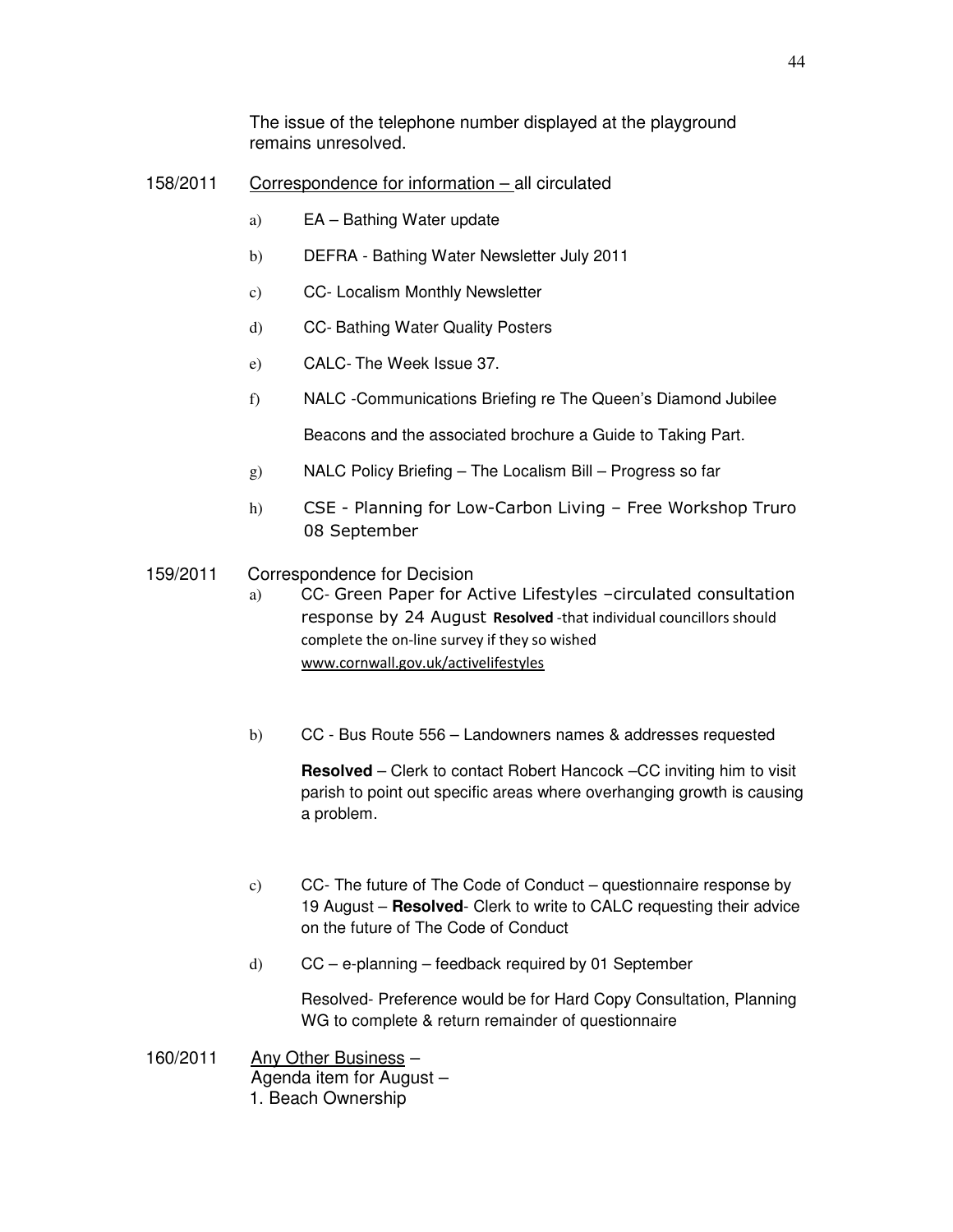The issue of the telephone number displayed at the playground remains unresolved.

158/2011 Correspondence for information – all circulated

a) EA – Bathing Water update

b) DEFRA - Bathing Water Newsletter July 2011

c) CC- Localism Monthly Newsletter

d) CC- Bathing Water Quality Posters

e) CALC- The Week Issue 37.

f) NALC -Communications Briefing re The Queen's Diamond Jubilee

 Beacons and the associated brochure a Guide to Taking Part.

g) NALC Policy Briefing – The Localism Bill – Progress so far

h) CSE - Planning for Low-Carbon Living – Free Workshop Truro 08 September

159/2011 Correspondence for Decision

a) CC- Green Paper for Active Lifestyles –circulated consultation response by 24 August **Resolved** -that individual councillors should complete the on-line survey if they so wished www.cornwall.gov.uk/activelifestyles

b) CC - Bus Route 556 – Landowners names & addresses requested

 **Resolved** – Clerk to contact Robert Hancock –CC inviting him to visit parish to point out specific areas where overhanging growth is causing a problem.

c) CC- The future of The Code of Conduct – questionnaire response by 19 August – **Resolved**- Clerk to write to CALC requesting their advice on the future of The Code of Conduct

d) CC – e-planning – feedback required by 01 September

 Resolved- Preference would be for Hard Copy Consultation, Planning WG to complete & return remainder of questionnaire

160/2011 Any Other Business –
Agenda item for August –
1. Beach Ownership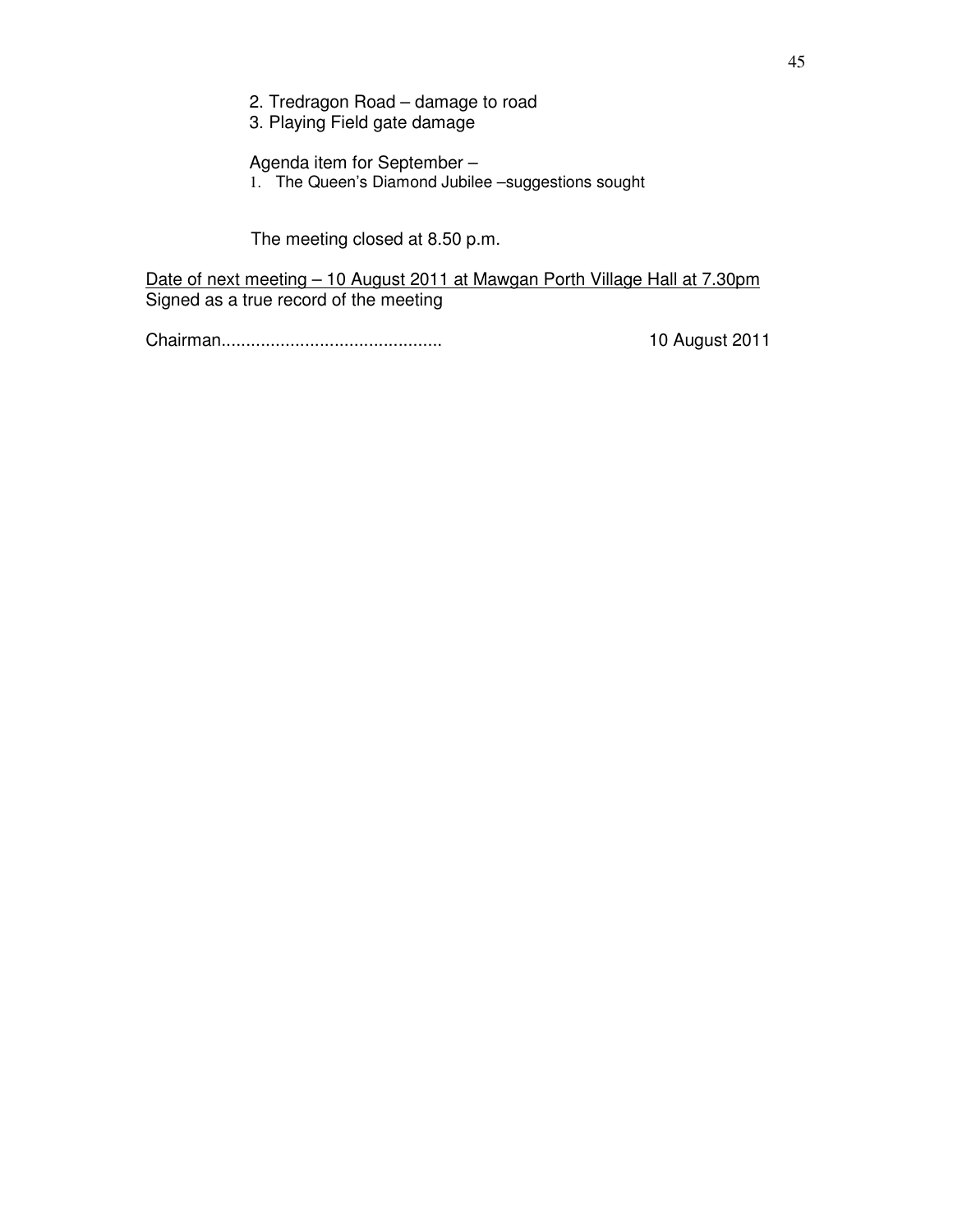2. Tredragon Road – damage to road
3. Playing Field gate damage

Agenda item for September –

1. The Queen's Diamond Jubilee –suggestions sought

The meeting closed at 8.50 p.m.

Date of next meeting – 10 August 2011 at Mawgan Porth Village Hall at 7.30pm
Signed as a true record of the meeting

Chairman............................................ 10 August 2011